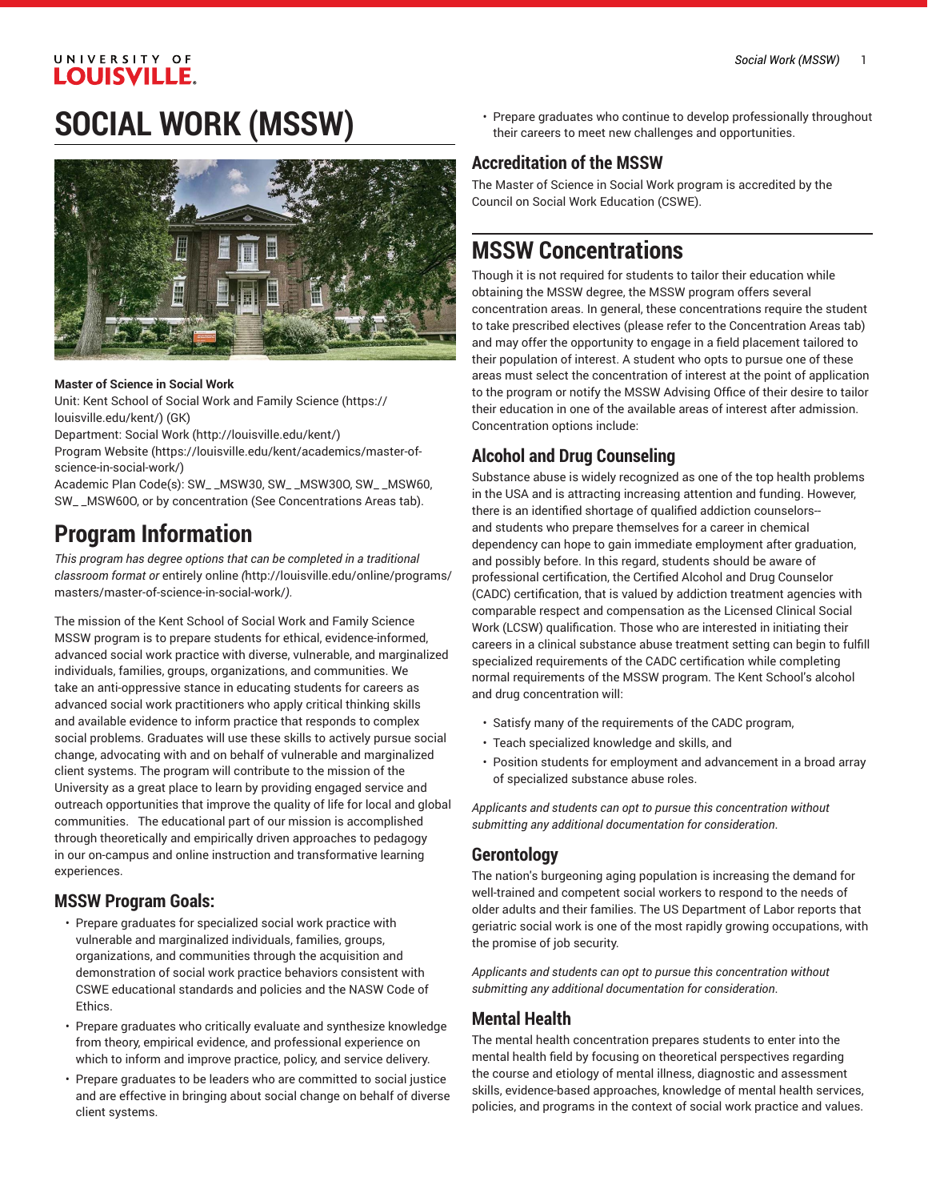# SOCIAL WORK (MSSW)

**Master of Science in Social Work**
Unit: Kent School of Social Work and Family Science (https://louisville.edu/kent/) (GK)
Department: Social Work (http://louisville.edu/kent/)
Program Website (https://louisville.edu/kent/academics/master-of-science-in-social-work/)
Academic Plan Code(s): SW_ _MSW30, SW_ _MSW30O, SW_ _MSW60, SW_ _MSW60O, or by concentration (See Concentrations Areas tab).

# Program Information

*This program has degree options that can be completed in a traditional classroom format or* entirely online *(*http://louisville.edu/online/programs/masters/master-of-science-in-social-work/*).*

The mission of the Kent School of Social Work and Family Science MSSW program is to prepare students for ethical, evidence-informed, advanced social work practice with diverse, vulnerable, and marginalized individuals, families, groups, organizations, and communities. We take an anti-oppressive stance in educating students for careers as advanced social work practitioners who apply critical thinking skills and available evidence to inform practice that responds to complex social problems. Graduates will use these skills to actively pursue social change, advocating with and on behalf of vulnerable and marginalized client systems. The program will contribute to the mission of the University as a great place to learn by providing engaged service and outreach opportunities that improve the quality of life for local and global communities. The educational part of our mission is accomplished through theoretically and empirically driven approaches to pedagogy in our on-campus and online instruction and transformative learning experiences.

## MSSW Program Goals:

- Prepare graduates for specialized social work practice with vulnerable and marginalized individuals, families, groups, organizations, and communities through the acquisition and demonstration of social work practice behaviors consistent with CSWE educational standards and policies and the NASW Code of Ethics.
- Prepare graduates who critically evaluate and synthesize knowledge from theory, empirical evidence, and professional experience on which to inform and improve practice, policy, and service delivery.
- Prepare graduates to be leaders who are committed to social justice and are effective in bringing about social change on behalf of diverse client systems.
- Prepare graduates who continue to develop professionally throughout their careers to meet new challenges and opportunities.

## Accreditation of the MSSW

The Master of Science in Social Work program is accredited by the Council on Social Work Education (CSWE).

# MSSW Concentrations

Though it is not required for students to tailor their education while obtaining the MSSW degree, the MSSW program offers several concentration areas. In general, these concentrations require the student to take prescribed electives (please refer to the Concentration Areas tab) and may offer the opportunity to engage in a field placement tailored to their population of interest. A student who opts to pursue one of these areas must select the concentration of interest at the point of application to the program or notify the MSSW Advising Office of their desire to tailor their education in one of the available areas of interest after admission. Concentration options include:

## Alcohol and Drug Counseling

Substance abuse is widely recognized as one of the top health problems in the USA and is attracting increasing attention and funding. However, there is an identified shortage of qualified addiction counselors--and students who prepare themselves for a career in chemical dependency can hope to gain immediate employment after graduation, and possibly before. In this regard, students should be aware of professional certification, the Certified Alcohol and Drug Counselor (CADC) certification, that is valued by addiction treatment agencies with comparable respect and compensation as the Licensed Clinical Social Work (LCSW) qualification. Those who are interested in initiating their careers in a clinical substance abuse treatment setting can begin to fulfill specialized requirements of the CADC certification while completing normal requirements of the MSSW program. The Kent School's alcohol and drug concentration will:

- Satisfy many of the requirements of the CADC program,
- Teach specialized knowledge and skills, and
- Position students for employment and advancement in a broad array of specialized substance abuse roles.

*Applicants and students can opt to pursue this concentration without submitting any additional documentation for consideration.*

## Gerontology

The nation's burgeoning aging population is increasing the demand for well-trained and competent social workers to respond to the needs of older adults and their families. The US Department of Labor reports that geriatric social work is one of the most rapidly growing occupations, with the promise of job security.

*Applicants and students can opt to pursue this concentration without submitting any additional documentation for consideration.*

## Mental Health

The mental health concentration prepares students to enter into the mental health field by focusing on theoretical perspectives regarding the course and etiology of mental illness, diagnostic and assessment skills, evidence-based approaches, knowledge of mental health services, policies, and programs in the context of social work practice and values.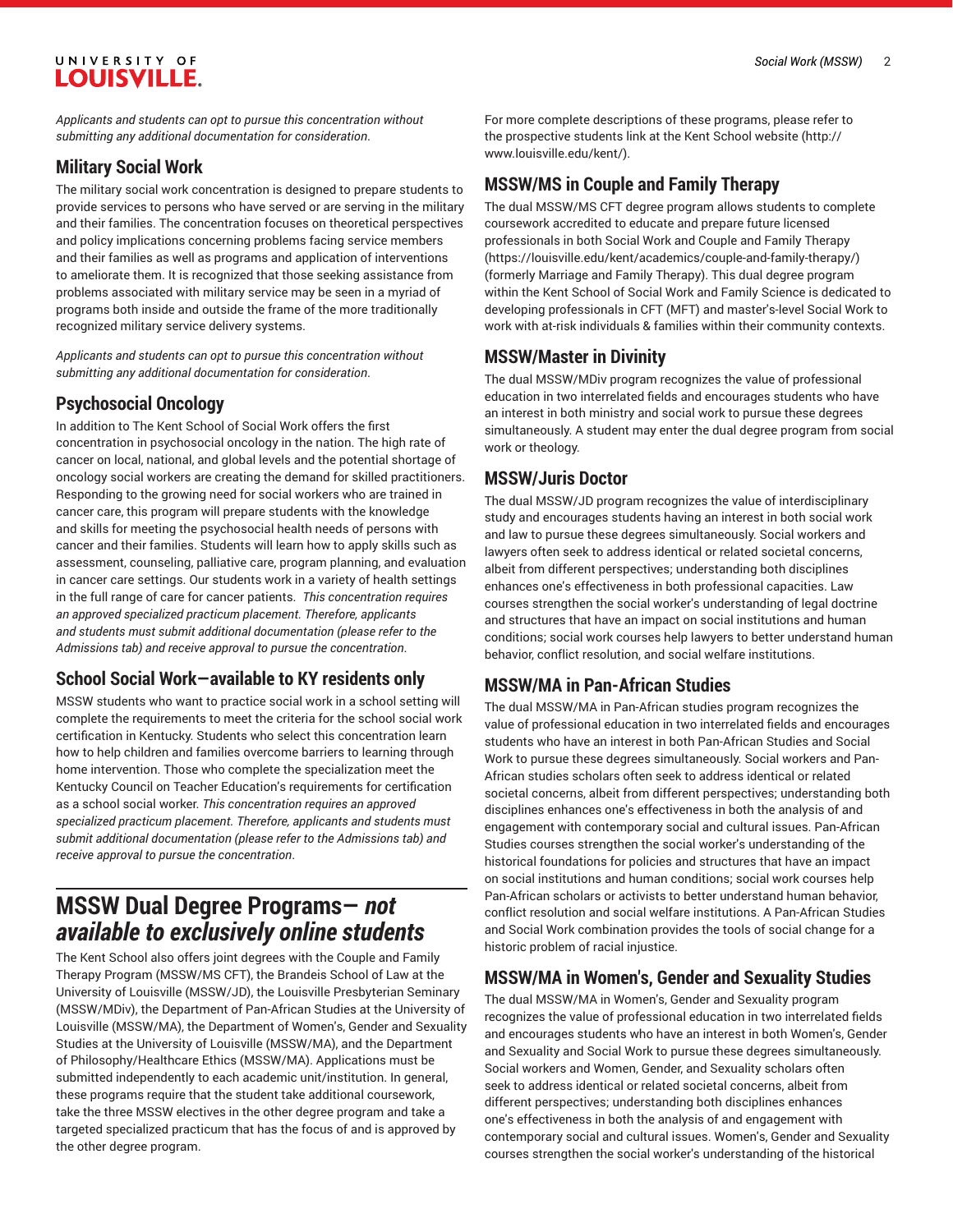*Applicants and students can opt to pursue this concentration without submitting any additional documentation for consideration.*

### Military Social Work

The military social work concentration is designed to prepare students to provide services to persons who have served or are serving in the military and their families. The concentration focuses on theoretical perspectives and policy implications concerning problems facing service members and their families as well as programs and application of interventions to ameliorate them. It is recognized that those seeking assistance from problems associated with military service may be seen in a myriad of programs both inside and outside the frame of the more traditionally recognized military service delivery systems.

*Applicants and students can opt to pursue this concentration without submitting any additional documentation for consideration.*

### Psychosocial Oncology

In addition to The Kent School of Social Work offers the first concentration in psychosocial oncology in the nation. The high rate of cancer on local, national, and global levels and the potential shortage of oncology social workers are creating the demand for skilled practitioners. Responding to the growing need for social workers who are trained in cancer care, this program will prepare students with the knowledge and skills for meeting the psychosocial health needs of persons with cancer and their families. Students will learn how to apply skills such as assessment, counseling, palliative care, program planning, and evaluation in cancer care settings. Our students work in a variety of health settings in the full range of care for cancer patients. *This concentration requires an approved specialized practicum placement. Therefore, applicants and students must submit additional documentation (please refer to the Admissions tab) and receive approval to pursue the concentration.*

### School Social Work—available to KY residents only

MSSW students who want to practice social work in a school setting will complete the requirements to meet the criteria for the school social work certification in Kentucky. Students who select this concentration learn how to help children and families overcome barriers to learning through home intervention. Those who complete the specialization meet the Kentucky Council on Teacher Education's requirements for certification as a school social worker. *This concentration requires an approved specialized practicum placement. Therefore, applicants and students must submit additional documentation (please refer to the Admissions tab) and receive approval to pursue the concentration.*

## MSSW Dual Degree Programs— *not available to exclusively online students*

The Kent School also offers joint degrees with the Couple and Family Therapy Program (MSSW/MS CFT), the Brandeis School of Law at the University of Louisville (MSSW/JD), the Louisville Presbyterian Seminary (MSSW/MDiv), the Department of Pan-African Studies at the University of Louisville (MSSW/MA), the Department of Women's, Gender and Sexuality Studies at the University of Louisville (MSSW/MA), and the Department of Philosophy/Healthcare Ethics (MSSW/MA). Applications must be submitted independently to each academic unit/institution. In general, these programs require that the student take additional coursework, take the three MSSW electives in the other degree program and take a targeted specialized practicum that has the focus of and is approved by the other degree program.

For more complete descriptions of these programs, please refer to the prospective students link at the Kent School website (http://www.louisville.edu/kent/).

### MSSW/MS in Couple and Family Therapy

The dual MSSW/MS CFT degree program allows students to complete coursework accredited to educate and prepare future licensed professionals in both Social Work and Couple and Family Therapy (https://louisville.edu/kent/academics/couple-and-family-therapy/) (formerly Marriage and Family Therapy). This dual degree program within the Kent School of Social Work and Family Science is dedicated to developing professionals in CFT (MFT) and master's-level Social Work to work with at-risk individuals & families within their community contexts.

### MSSW/Master in Divinity

The dual MSSW/MDiv program recognizes the value of professional education in two interrelated fields and encourages students who have an interest in both ministry and social work to pursue these degrees simultaneously. A student may enter the dual degree program from social work or theology.

### MSSW/Juris Doctor

The dual MSSW/JD program recognizes the value of interdisciplinary study and encourages students having an interest in both social work and law to pursue these degrees simultaneously. Social workers and lawyers often seek to address identical or related societal concerns, albeit from different perspectives; understanding both disciplines enhances one's effectiveness in both professional capacities. Law courses strengthen the social worker's understanding of legal doctrine and structures that have an impact on social institutions and human conditions; social work courses help lawyers to better understand human behavior, conflict resolution, and social welfare institutions.

### MSSW/MA in Pan-African Studies

The dual MSSW/MA in Pan-African studies program recognizes the value of professional education in two interrelated fields and encourages students who have an interest in both Pan-African Studies and Social Work to pursue these degrees simultaneously. Social workers and Pan-African studies scholars often seek to address identical or related societal concerns, albeit from different perspectives; understanding both disciplines enhances one's effectiveness in both the analysis of and engagement with contemporary social and cultural issues. Pan-African Studies courses strengthen the social worker's understanding of the historical foundations for policies and structures that have an impact on social institutions and human conditions; social work courses help Pan-African scholars or activists to better understand human behavior, conflict resolution and social welfare institutions. A Pan-African Studies and Social Work combination provides the tools of social change for a historic problem of racial injustice.

### MSSW/MA in Women's, Gender and Sexuality Studies

The dual MSSW/MA in Women's, Gender and Sexuality program recognizes the value of professional education in two interrelated fields and encourages students who have an interest in both Women's, Gender and Sexuality and Social Work to pursue these degrees simultaneously. Social workers and Women, Gender, and Sexuality scholars often seek to address identical or related societal concerns, albeit from different perspectives; understanding both disciplines enhances one's effectiveness in both the analysis of and engagement with contemporary social and cultural issues. Women's, Gender and Sexuality courses strengthen the social worker's understanding of the historical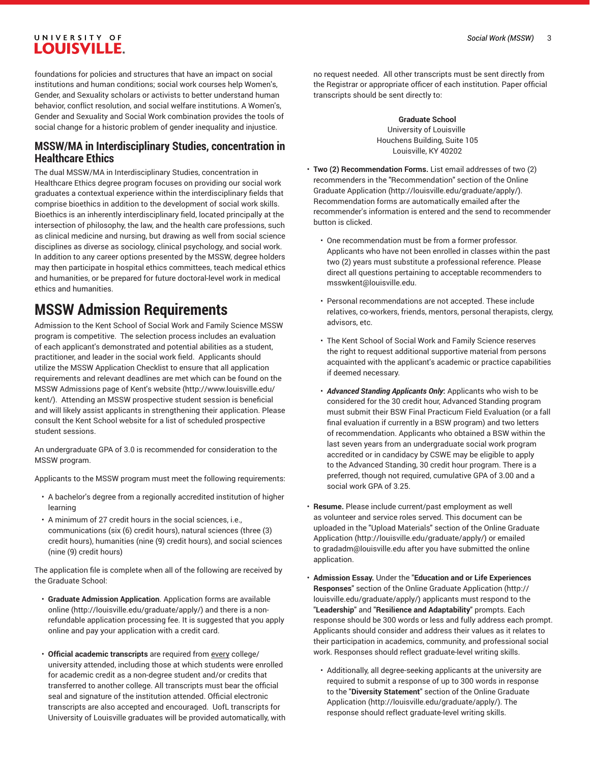foundations for policies and structures that have an impact on social institutions and human conditions; social work courses help Women's, Gender, and Sexuality scholars or activists to better understand human behavior, conflict resolution, and social welfare institutions. A Women's, Gender and Sexuality and Social Work combination provides the tools of social change for a historic problem of gender inequality and injustice.

### MSSW/MA in Interdisciplinary Studies, concentration in Healthcare Ethics

The dual MSSW/MA in Interdisciplinary Studies, concentration in Healthcare Ethics degree program focuses on providing our social work graduates a contextual experience within the interdisciplinary fields that comprise bioethics in addition to the development of social work skills. Bioethics is an inherently interdisciplinary field, located principally at the intersection of philosophy, the law, and the health care professions, such as clinical medicine and nursing, but drawing as well from social science disciplines as diverse as sociology, clinical psychology, and social work. In addition to any career options presented by the MSSW, degree holders may then participate in hospital ethics committees, teach medical ethics and humanities, or be prepared for future doctoral-level work in medical ethics and humanities.

## MSSW Admission Requirements

Admission to the Kent School of Social Work and Family Science MSSW program is competitive. The selection process includes an evaluation of each applicant's demonstrated and potential abilities as a student, practitioner, and leader in the social work field. Applicants should utilize the MSSW Application Checklist to ensure that all application requirements and relevant deadlines are met which can be found on the MSSW Admissions page of Kent's website (http://www.louisville.edu/kent/). Attending an MSSW prospective student session is beneficial and will likely assist applicants in strengthening their application. Please consult the Kent School website for a list of scheduled prospective student sessions.

An undergraduate GPA of 3.0 is recommended for consideration to the MSSW program.

Applicants to the MSSW program must meet the following requirements:

- A bachelor's degree from a regionally accredited institution of higher learning
- A minimum of 27 credit hours in the social sciences, i.e., communications (six (6) credit hours), natural sciences (three (3) credit hours), humanities (nine (9) credit hours), and social sciences (nine (9) credit hours)

The application file is complete when all of the following are received by the Graduate School:

- **Graduate Admission Application**. Application forms are available online (http://louisville.edu/graduate/apply/) and there is a non-refundable application processing fee. It is suggested that you apply online and pay your application with a credit card.
- **Official academic transcripts** are required from every college/university attended, including those at which students were enrolled for academic credit as a non-degree student and/or credits that transferred to another college. All transcripts must bear the official seal and signature of the institution attended. Official electronic transcripts are also accepted and encouraged. UofL transcripts for University of Louisville graduates will be provided automatically, with no request needed. All other transcripts must be sent directly from the Registrar or appropriate officer of each institution. Paper official transcripts should be sent directly to:

  **Graduate School**
  University of Louisville
  Houchens Building, Suite 105
  Louisville, KY 40202

- **Two (2) Recommendation Forms.** List email addresses of two (2) recommenders in the "Recommendation" section of the Online Graduate Application (http://louisville.edu/graduate/apply/). Recommendation forms are automatically emailed after the recommender's information is entered and the send to recommender button is clicked.
  - One recommendation must be from a former professor. Applicants who have not been enrolled in classes within the past two (2) years must substitute a professional reference. Please direct all questions pertaining to acceptable recommenders to msswkent@louisville.edu.
  - Personal recommendations are not accepted. These include relatives, co-workers, friends, mentors, personal therapists, clergy, advisors, etc.
  - The Kent School of Social Work and Family Science reserves the right to request additional supportive material from persons acquainted with the applicant's academic or practice capabilities if deemed necessary.
  - ***Advanced Standing Applicants Only*:** Applicants who wish to be considered for the 30 credit hour, Advanced Standing program must submit their BSW Final Practicum Field Evaluation (or a fall final evaluation if currently in a BSW program) and two letters of recommendation. Applicants who obtained a BSW within the last seven years from an undergraduate social work program accredited or in candidacy by CSWE may be eligible to apply to the Advanced Standing, 30 credit hour program. There is a preferred, though not required, cumulative GPA of 3.00 and a social work GPA of 3.25.
- **Resume.** Please include current/past employment as well as volunteer and service roles served. This document can be uploaded in the "Upload Materials" section of the Online Graduate Application (http://louisville.edu/graduate/apply/) or emailed to gradadm@louisville.edu after you have submitted the online application.
- **Admission Essay.** Under the "**Education and or Life Experiences Responses**" section of the Online Graduate Application (http://louisville.edu/graduate/apply/) applicants must respond to the "**Leadership**" and "**Resilience and Adaptability**" prompts. Each response should be 300 words or less and fully address each prompt. Applicants should consider and address their values as it relates to their participation in academics, community, and professional social work. Responses should reflect graduate-level writing skills.
  - Additionally, all degree-seeking applicants at the university are required to submit a response of up to 300 words in response to the "**Diversity Statement**" section of the Online Graduate Application (http://louisville.edu/graduate/apply/). The response should reflect graduate-level writing skills.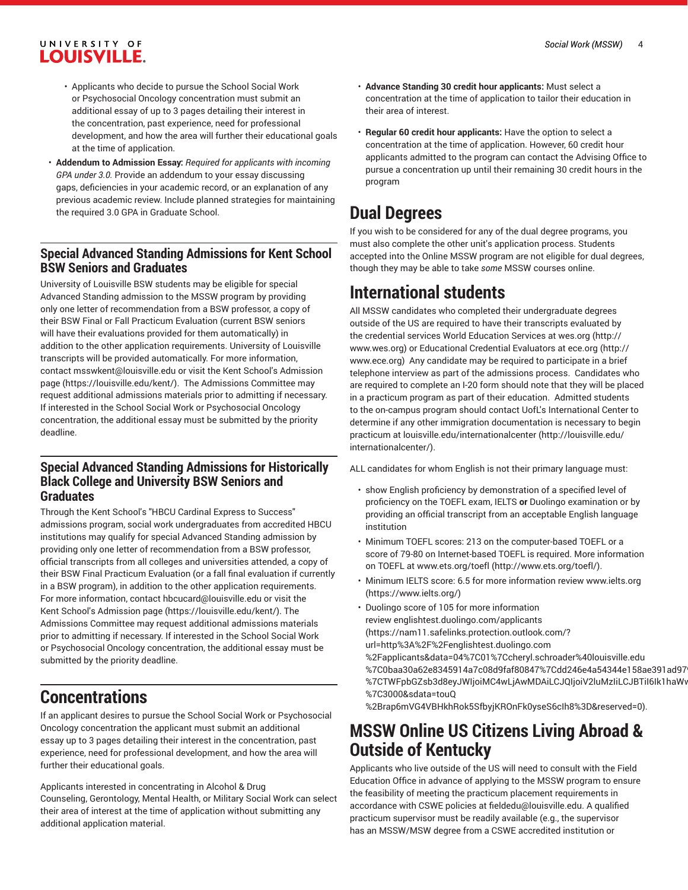- Applicants who decide to pursue the School Social Work or Psychosocial Oncology concentration must submit an additional essay of up to 3 pages detailing their interest in the concentration, past experience, need for professional development, and how the area will further their educational goals at the time of application.

- **Addendum to Admission Essay:** *Required for applicants with incoming GPA under 3.0.* Provide an addendum to your essay discussing gaps, deficiencies in your academic record, or an explanation of any previous academic review. Include planned strategies for maintaining the required 3.0 GPA in Graduate School.

## Special Advanced Standing Admissions for Kent School BSW Seniors and Graduates

University of Louisville BSW students may be eligible for special Advanced Standing admission to the MSSW program by providing only one letter of recommendation from a BSW professor, a copy of their BSW Final or Fall Practicum Evaluation (current BSW seniors will have their evaluations provided for them automatically) in addition to the other application requirements. University of Louisville transcripts will be provided automatically. For more information, contact msswkent@louisville.edu or visit the Kent School's Admission page (https://louisville.edu/kent/). The Admissions Committee may request additional admissions materials prior to admitting if necessary. If interested in the School Social Work or Psychosocial Oncology concentration, the additional essay must be submitted by the priority deadline.

## Special Advanced Standing Admissions for Historically Black College and University BSW Seniors and Graduates

Through the Kent School's "HBCU Cardinal Express to Success" admissions program, social work undergraduates from accredited HBCU institutions may qualify for special Advanced Standing admission by providing only one letter of recommendation from a BSW professor, official transcripts from all colleges and universities attended, a copy of their BSW Final Practicum Evaluation (or a fall final evaluation if currently in a BSW program), in addition to the other application requirements. For more information, contact hbcucard@louisville.edu or visit the Kent School's Admission page (https://louisville.edu/kent/). The Admissions Committee may request additional admissions materials prior to admitting if necessary. If interested in the School Social Work or Psychosocial Oncology concentration, the additional essay must be submitted by the priority deadline.

# Concentrations

If an applicant desires to pursue the School Social Work or Psychosocial Oncology concentration the applicant must submit an additional essay up to 3 pages detailing their interest in the concentration, past experience, need for professional development, and how the area will further their educational goals.

Applicants interested in concentrating in Alcohol & Drug Counseling, Gerontology, Mental Health, or Military Social Work can select their area of interest at the time of application without submitting any additional application material.

- **Advance Standing 30 credit hour applicants:** Must select a concentration at the time of application to tailor their education in their area of interest.

- **Regular 60 credit hour applicants:** Have the option to select a concentration at the time of application. However, 60 credit hour applicants admitted to the program can contact the Advising Office to pursue a concentration up until their remaining 30 credit hours in the program

# Dual Degrees

If you wish to be considered for any of the dual degree programs, you must also complete the other unit's application process. Students accepted into the Online MSSW program are not eligible for dual degrees, though they may be able to take *some* MSSW courses online.

# International students

All MSSW candidates who completed their undergraduate degrees outside of the US are required to have their transcripts evaluated by the credential services World Education Services at wes.org (http://www.wes.org) or Educational Credential Evaluators at ece.org (http://www.ece.org) Any candidate may be required to participate in a brief telephone interview as part of the admissions process. Candidates who are required to complete an I-20 form should note that they will be placed in a practicum program as part of their education. Admitted students to the on-campus program should contact UofL's International Center to determine if any other immigration documentation is necessary to begin practicum at louisville.edu/internationalcenter (http://louisville.edu/internationalcenter/).

ALL candidates for whom English is not their primary language must:

- show English proficiency by demonstration of a specified level of proficiency on the TOEFL exam, IELTS **or** Duolingo examination or by providing an official transcript from an acceptable English language institution
- Minimum TOEFL scores: 213 on the computer-based TOEFL or a score of 79-80 on Internet-based TOEFL is required. More information on TOEFL at www.ets.org/toefl (http://www.ets.org/toefl/).
- Minimum IELTS score: 6.5 for more information review www.ielts.org (https://www.ielts.org/)
- Duolingo score of 105 for more information review englishtest.duolingo.com/applicants (https://nam11.safelinks.protection.outlook.com/?url=http%3A%2F%2Fenglishtest.duolingo.com%2Fapplicants&data=04%7C01%7Ccheryl.schroader%40louisville.edu%7C0baa30a62e8345914a7c08d9faf80847%7Cdd246e4a54344e158ae391ad97%7CTWFpbGZsb3d8eyJWIjoiMC4wLjAwMDAiLCJQIjoiV2luMzIiLCJBTiI6Ik1haWv%7C3000&sdata=touQ%2Brap6mVG4VBHkhRok5SfbyjKROnFk0yseS6cIh8%3D&reserved=0).

# MSSW Online US Citizens Living Abroad & Outside of Kentucky

Applicants who live outside of the US will need to consult with the Field Education Office in advance of applying to the MSSW program to ensure the feasibility of meeting the practicum placement requirements in accordance with CSWE policies at fieldedu@louisville.edu. A qualified practicum supervisor must be readily available (e.g., the supervisor has an MSSW/MSW degree from a CSWE accredited institution or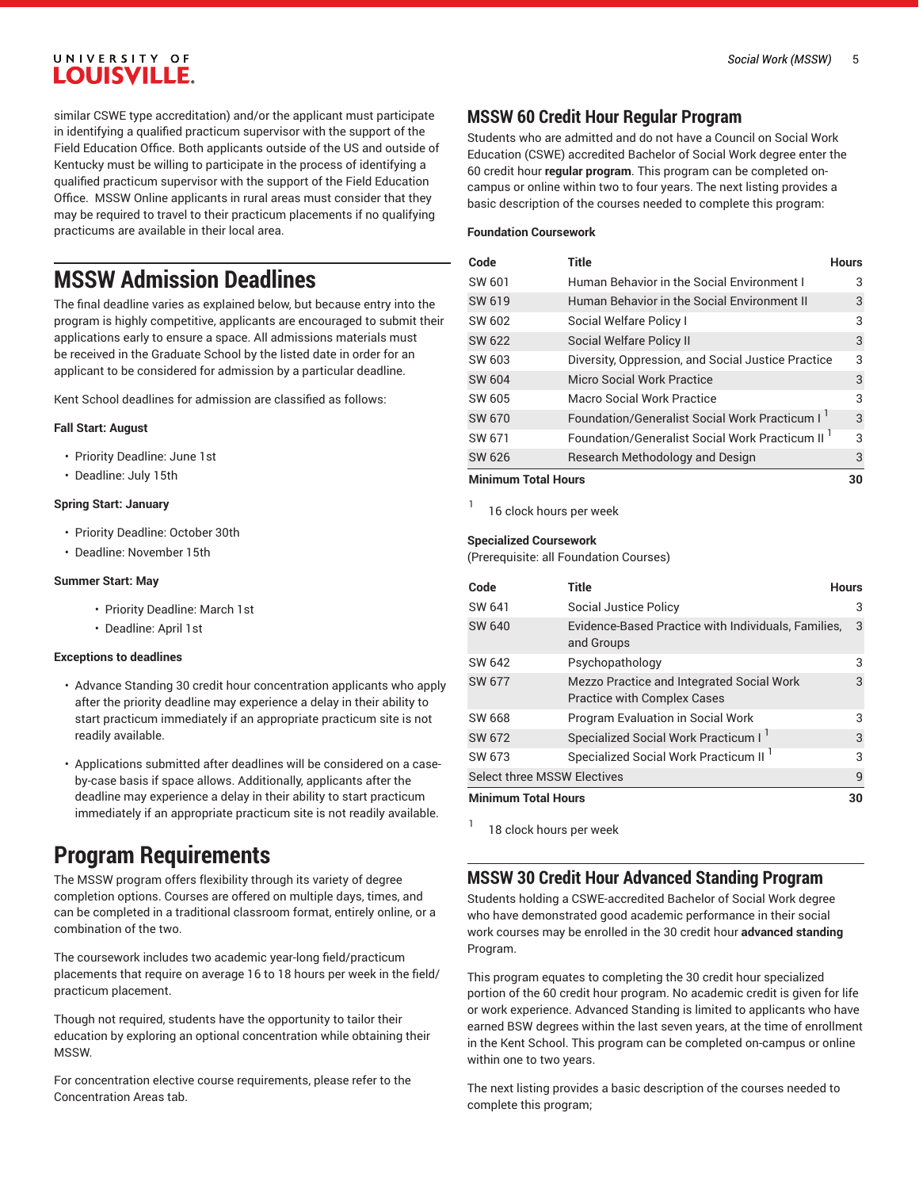similar CSWE type accreditation) and/or the applicant must participate in identifying a qualified practicum supervisor with the support of the Field Education Office. Both applicants outside of the US and outside of Kentucky must be willing to participate in the process of identifying a qualified practicum supervisor with the support of the Field Education Office. MSSW Online applicants in rural areas must consider that they may be required to travel to their practicum placements if no qualifying practicums are available in their local area.

# MSSW Admission Deadlines

The final deadline varies as explained below, but because entry into the program is highly competitive, applicants are encouraged to submit their applications early to ensure a space. All admissions materials must be received in the Graduate School by the listed date in order for an applicant to be considered for admission by a particular deadline.

Kent School deadlines for admission are classified as follows:

**Fall Start: August**

- Priority Deadline: June 1st
- Deadline: July 15th

**Spring Start: January**

- Priority Deadline: October 30th
- Deadline: November 15th

**Summer Start: May**

- Priority Deadline: March 1st
- Deadline: April 1st

**Exceptions to deadlines**

- Advance Standing 30 credit hour concentration applicants who apply after the priority deadline may experience a delay in their ability to start practicum immediately if an appropriate practicum site is not readily available.
- Applications submitted after deadlines will be considered on a case-by-case basis if space allows. Additionally, applicants after the deadline may experience a delay in their ability to start practicum immediately if an appropriate practicum site is not readily available.

# Program Requirements

The MSSW program offers flexibility through its variety of degree completion options. Courses are offered on multiple days, times, and can be completed in a traditional classroom format, entirely online, or a combination of the two.

The coursework includes two academic year-long field/practicum placements that require on average 16 to 18 hours per week in the field/practicum placement.

Though not required, students have the opportunity to tailor their education by exploring an optional concentration while obtaining their MSSW.

For concentration elective course requirements, please refer to the Concentration Areas tab.

## MSSW 60 Credit Hour Regular Program

Students who are admitted and do not have a Council on Social Work Education (CSWE) accredited Bachelor of Social Work degree enter the 60 credit hour **regular program**. This program can be completed on-campus or online within two to four years. The next listing provides a basic description of the courses needed to complete this program:

**Foundation Coursework**

| Code | Title | Hours |
|---|---|---|
| SW 601 | Human Behavior in the Social Environment I | 3 |
| SW 619 | Human Behavior in the Social Environment II | 3 |
| SW 602 | Social Welfare Policy I | 3 |
| SW 622 | Social Welfare Policy II | 3 |
| SW 603 | Diversity, Oppression, and Social Justice Practice | 3 |
| SW 604 | Micro Social Work Practice | 3 |
| SW 605 | Macro Social Work Practice | 3 |
| SW 670 | Foundation/Generalist Social Work Practicum I [1] | 3 |
| SW 671 | Foundation/Generalist Social Work Practicum II [1] | 3 |
| SW 626 | Research Methodology and Design | 3 |
| **Minimum Total Hours** | | **30** |

[1] 16 clock hours per week

**Specialized Coursework**
(Prerequisite: all Foundation Courses)

| Code | Title | Hours |
|---|---|---|
| SW 641 | Social Justice Policy | 3 |
| SW 640 | Evidence-Based Practice with Individuals, Families, and Groups | 3 |
| SW 642 | Psychopathology | 3 |
| SW 677 | Mezzo Practice and Integrated Social Work Practice with Complex Cases | 3 |
| SW 668 | Program Evaluation in Social Work | 3 |
| SW 672 | Specialized Social Work Practicum I [1] | 3 |
| SW 673 | Specialized Social Work Practicum II [1] | 3 |
| Select three MSSW Electives | | 9 |
| **Minimum Total Hours** | | **30** |

[1] 18 clock hours per week

## MSSW 30 Credit Hour Advanced Standing Program

Students holding a CSWE-accredited Bachelor of Social Work degree who have demonstrated good academic performance in their social work courses may be enrolled in the 30 credit hour **advanced standing** Program.

This program equates to completing the 30 credit hour specialized portion of the 60 credit hour program. No academic credit is given for life or work experience. Advanced Standing is limited to applicants who have earned BSW degrees within the last seven years, at the time of enrollment in the Kent School. This program can be completed on-campus or online within one to two years.

The next listing provides a basic description of the courses needed to complete this program;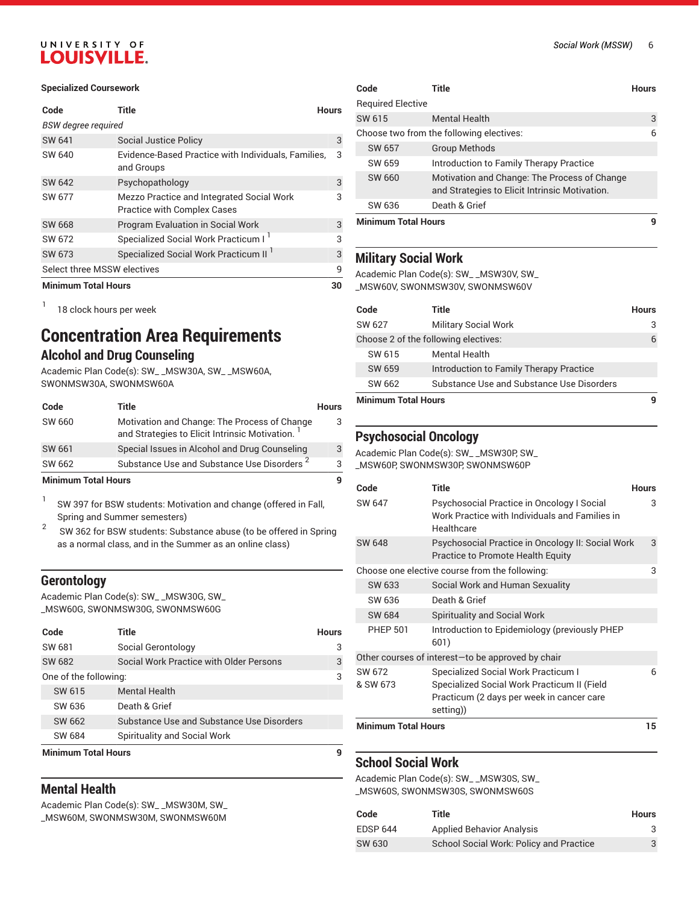### Specialized Coursework

| Code | Title | Hours |
|---|---|---|
| *BSW degree required* | | |
| SW 641 | Social Justice Policy | 3 |
| SW 640 | Evidence-Based Practice with Individuals, Families, and Groups | 3 |
| SW 642 | Psychopathology | 3 |
| SW 677 | Mezzo Practice and Integrated Social Work Practice with Complex Cases | 3 |
| SW 668 | Program Evaluation in Social Work | 3 |
| SW 672 | Specialized Social Work Practicum I [1] | 3 |
| SW 673 | Specialized Social Work Practicum II [1] | 3 |
| Select three MSSW electives | | 9 |
| **Minimum Total Hours** | | **30** |

1 18 clock hours per week

# Concentration Area Requirements

## Alcohol and Drug Counseling

Academic Plan Code(s): SW_ _MSW30A, SW_ _MSW60A, SWONMSW30A, SWONMSW60A

| Code | Title | Hours |
|---|---|---|
| SW 660 | Motivation and Change: The Process of Change and Strategies to Elicit Intrinsic Motivation. [1] | 3 |
| SW 661 | Special Issues in Alcohol and Drug Counseling | 3 |
| SW 662 | Substance Use and Substance Use Disorders [2] | 3 |
| **Minimum Total Hours** | | **9** |

1 SW 397 for BSW students: Motivation and change (offered in Fall, Spring and Summer semesters)

2 SW 362 for BSW students: Substance abuse (to be offered in Spring as a normal class, and in the Summer as an online class)

## Gerontology

Academic Plan Code(s): SW_ _MSW30G, SW_ _MSW60G, SWONMSW30G, SWONMSW60G

| Code | Title | Hours |
|---|---|---|
| SW 681 | Social Gerontology | 3 |
| SW 682 | Social Work Practice with Older Persons | 3 |
| One of the following: | | 3 |
| SW 615 | Mental Health | |
| SW 636 | Death & Grief | |
| SW 662 | Substance Use and Substance Use Disorders | |
| SW 684 | Spirituality and Social Work | |
| **Minimum Total Hours** | | **9** |

## Mental Health

Academic Plan Code(s): SW_ _MSW30M, SW_ _MSW60M, SWONMSW30M, SWONMSW60M

| Code | Title | Hours |
|---|---|---|
| Required Elective | | |
| SW 615 | Mental Health | 3 |
| Choose two from the following electives: | | 6 |
| SW 657 | Group Methods | |
| SW 659 | Introduction to Family Therapy Practice | |
| SW 660 | Motivation and Change: The Process of Change and Strategies to Elicit Intrinsic Motivation. | |
| SW 636 | Death & Grief | |
| **Minimum Total Hours** | | **9** |

## Military Social Work

Academic Plan Code(s): SW_ _MSW30V, SW_ _MSW60V, SWONMSW30V, SWONMSW60V

| Code | Title | Hours |
|---|---|---|
| SW 627 | Military Social Work | 3 |
| Choose 2 of the following electives: | | 6 |
| SW 615 | Mental Health | |
| SW 659 | Introduction to Family Therapy Practice | |
| SW 662 | Substance Use and Substance Use Disorders | |
| **Minimum Total Hours** | | **9** |

## Psychosocial Oncology

Academic Plan Code(s): SW_ _MSW30P, SW_ _MSW60P, SWONMSW30P, SWONMSW60P

| Code | Title | Hours |
|---|---|---|
| SW 647 | Psychosocial Practice in Oncology I Social Work Practice with Individuals and Families in Healthcare | 3 |
| SW 648 | Psychosocial Practice in Oncology II: Social Work Practice to Promote Health Equity | 3 |
| Choose one elective course from the following: | | 3 |
| SW 633 | Social Work and Human Sexuality | |
| SW 636 | Death & Grief | |
| SW 684 | Spirituality and Social Work | |
| PHEP 501 | Introduction to Epidemiology (previously PHEP 601) | |
| Other courses of interest—to be approved by chair | | |
| SW 672 & SW 673 | Specialized Social Work Practicum I Specialized Social Work Practicum II (Field Practicum (2 days per week in cancer care setting)) | 6 |
| **Minimum Total Hours** | | **15** |

## School Social Work

Academic Plan Code(s): SW_ _MSW30S, SW_ _MSW60S, SWONMSW30S, SWONMSW60S

| Code | Title | Hours |
|---|---|---|
| EDSP 644 | Applied Behavior Analysis | 3 |
| SW 630 | School Social Work: Policy and Practice | 3 |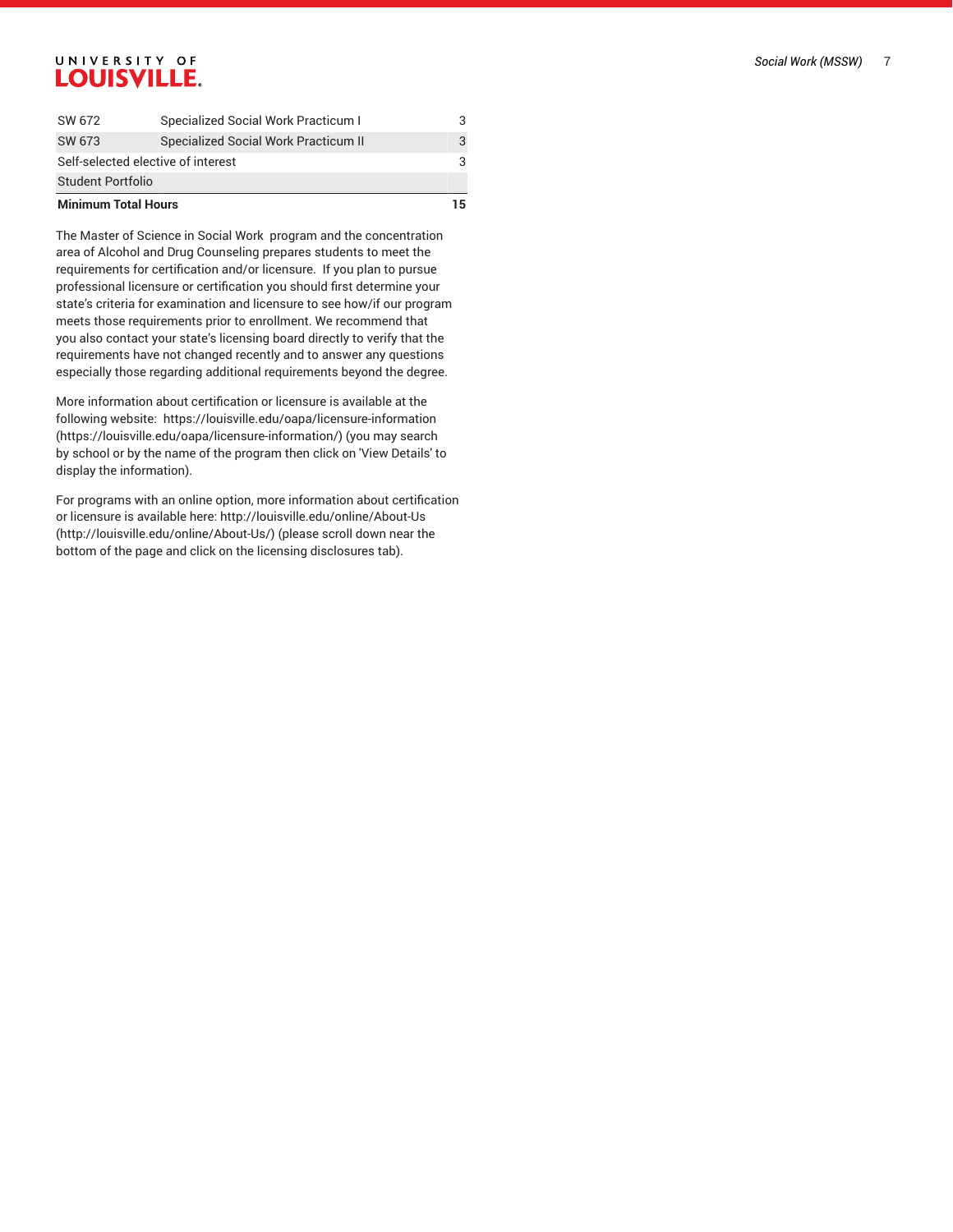| | | |
|---|---|---|
| SW 672 | Specialized Social Work Practicum I | 3 |
| SW 673 | Specialized Social Work Practicum II | 3 |
| Self-selected elective of interest | | 3 |
| Student Portfolio | | |
| **Minimum Total Hours** | | **15** |

The Master of Science in Social Work program and the concentration area of Alcohol and Drug Counseling prepares students to meet the requirements for certification and/or licensure. If you plan to pursue professional licensure or certification you should first determine your state's criteria for examination and licensure to see how/if our program meets those requirements prior to enrollment. We recommend that you also contact your state's licensing board directly to verify that the requirements have not changed recently and to answer any questions especially those regarding additional requirements beyond the degree.

More information about certification or licensure is available at the following website: https://louisville.edu/oapa/licensure-information (https://louisville.edu/oapa/licensure-information/) (you may search by school or by the name of the program then click on 'View Details' to display the information).

For programs with an online option, more information about certification or licensure is available here: http://louisville.edu/online/About-Us (http://louisville.edu/online/About-Us/) (please scroll down near the bottom of the page and click on the licensing disclosures tab).